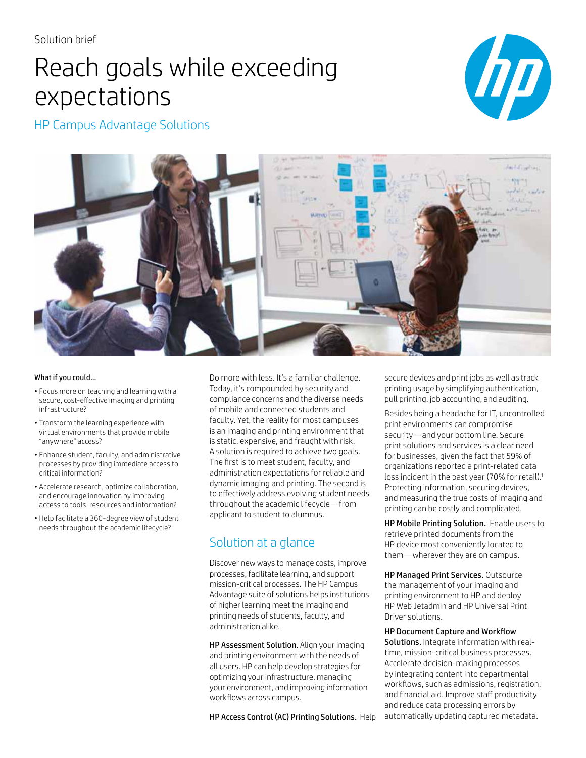Solution brief

# Reach goals while exceeding expectations

## HP Campus Advantage Solutions

**What if you could…**

- Focus more on teaching and learning with a secure, cost-effective imaging and printing infrastructure?
- Transform the learning experience with virtual environments that provide mobile "anywhere" access?
- Enhance student, faculty, and administrative processes by providing immediate access to critical information?
- Accelerate research, optimize collaboration, and encourage innovation by improving access to tools, resources and information?
- Help facilitate a 360-degree view of student needs throughout the academic lifecycle?

Do more with less. It's a familiar challenge. Today, it's compounded by security and compliance concerns and the diverse needs of mobile and connected students and faculty. Yet, the reality for most campuses is an imaging and printing environment that is static, expensive, and fraught with risk. A solution is required to achieve two goals. The first is to meet student, faculty, and administration expectations for reliable and dynamic imaging and printing. The second is to effectively address evolving student needs throughout the academic lifecycle—from applicant to student to alumnus.

## Solution at a glance

Discover new ways to manage costs, improve processes, facilitate learning, and support mission-critical processes. The HP Campus Advantage suite of solutions helps institutions of higher learning meet the imaging and printing needs of students, faculty, and administration alike.

**HP Assessment Solution.** Align your imaging and printing environment with the needs of all users. HP can help develop strategies for optimizing your infrastructure, managing your environment, and improving information workflows across campus.

**HP Access Control (AC) Printing Solutions.** Help secure devices and print jobs as well as track printing usage by simplifying authentication, pull printing, job accounting, and auditing.

Besides being a headache for IT, uncontrolled print environments can compromise security—and your bottom line. Secure print solutions and services is a clear need for businesses, given the fact that 59% of organizations reported a print-related data loss incident in the past year (70% for retail).[1] Protecting information, securing devices, and measuring the true costs of imaging and printing can be costly and complicated.

**HP Mobile Printing Solution.** Enable users to retrieve printed documents from the HP device most conveniently located to them—wherever they are on campus.

**HP Managed Print Services.** Outsource the management of your imaging and printing environment to HP and deploy HP Web Jetadmin and HP Universal Print Driver solutions.

**HP Document Capture and Workflow Solutions.** Integrate information with real-time, mission-critical business processes. Accelerate decision-making processes by integrating content into departmental workflows, such as admissions, registration, and financial aid. Improve staff productivity and reduce data processing errors by automatically updating captured metadata.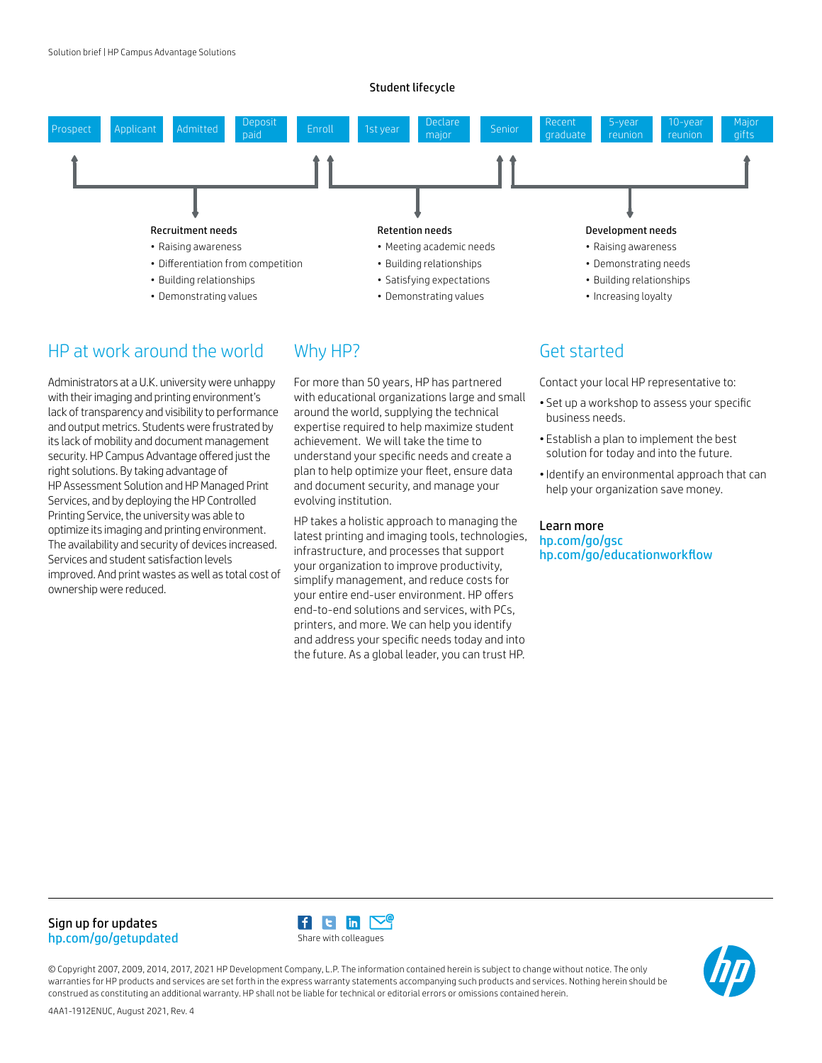## Student lifecycle

Prospect → Applicant → Admitted → Deposit paid → Enroll → 1st year → Declare major → Senior → Recent graduate → 5-year reunion → 10-year reunion → Major gifts

**Recruitment needs**
- Raising awareness
- Differentiation from competition
- Building relationships
- Demonstrating values

**Retention needs**
- Meeting academic needs
- Building relationships
- Satisfying expectations
- Demonstrating values

**Development needs**
- Raising awareness
- Demonstrating needs
- Building relationships
- Increasing loyalty

## HP at work around the world

Administrators at a U.K. university were unhappy with their imaging and printing environment's lack of transparency and visibility to performance and output metrics. Students were frustrated by its lack of mobility and document management security. HP Campus Advantage offered just the right solutions. By taking advantage of HP Assessment Solution and HP Managed Print Services, and by deploying the HP Controlled Printing Service, the university was able to optimize its imaging and printing environment. The availability and security of devices increased. Services and student satisfaction levels improved. And print wastes as well as total cost of ownership were reduced.

## Why HP?

For more than 50 years, HP has partnered with educational organizations large and small around the world, supplying the technical expertise required to help maximize student achievement. We will take the time to understand your specific needs and create a plan to help optimize your fleet, ensure data and document security, and manage your evolving institution.

HP takes a holistic approach to managing the latest printing and imaging tools, technologies, infrastructure, and processes that support your organization to improve productivity, simplify management, and reduce costs for your entire end-user environment. HP offers end-to-end solutions and services, with PCs, printers, and more. We can help you identify and address your specific needs today and into the future. As a global leader, you can trust HP.

## Get started

Contact your local HP representative to:

- Set up a workshop to assess your specific business needs.
- Establish a plan to implement the best solution for today and into the future.
- Identify an environmental approach that can help your organization save money.

### Learn more

hp.com/go/gsc
hp.com/go/educationworkflow

**Sign up for updates**
hp.com/go/getupdated

Share with colleagues

© Copyright 2007, 2009, 2014, 2017, 2021 HP Development Company, L.P. The information contained herein is subject to change without notice. The only warranties for HP products and services are set forth in the express warranty statements accompanying such products and services. Nothing herein should be construed as constituting an additional warranty. HP shall not be liable for technical or editorial errors or omissions contained herein.

4AA1-1912ENUC, August 2021, Rev. 4